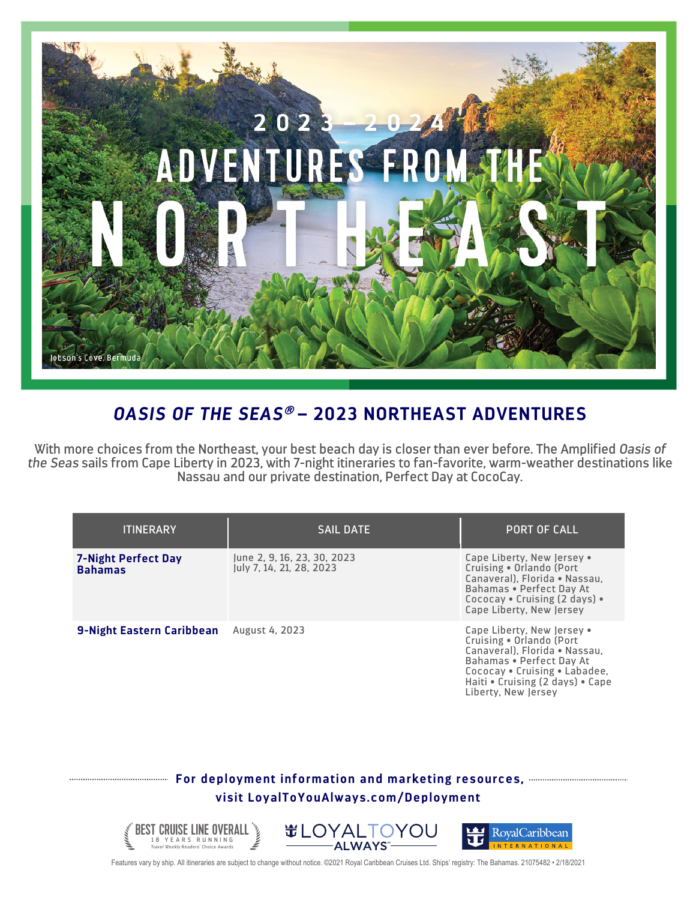# 2023 – 2024 ADVENTURES FROM THE NORTHEAST

Jobson's Cove, Bermuda

## *OASIS OF THE SEAS®* – 2023 NORTHEAST ADVENTURES

With more choices from the Northeast, your best beach day is closer than ever before. The Amplified *Oasis of the Seas* sails from Cape Liberty in 2023, with 7-night itineraries to fan-favorite, warm-weather destinations like Nassau and our private destination, Perfect Day at CocoCay.

| ITINERARY | SAIL DATE | PORT OF CALL |
|---|---|---|
| **7-Night Perfect Day Bahamas** | June 2, 9, 16, 23, 30, 2023<br>July 7, 14, 21, 28, 2023 | Cape Liberty, New Jersey • Cruising • Orlando (Port Canaveral), Florida • Nassau, Bahamas • Perfect Day At Cococay • Cruising (2 days) • Cape Liberty, New Jersey |
| **9-Night Eastern Caribbean** | August 4, 2023 | Cape Liberty, New Jersey • Cruising • Orlando (Port Canaveral), Florida • Nassau, Bahamas • Perfect Day At Cococay • Cruising • Labadee, Haiti • Cruising (2 days) • Cape Liberty, New Jersey |

**For deployment information and marketing resources, visit LoyalToYouAlways.com/Deployment**

BEST CRUISE LINE OVERALL — 18 YEARS RUNNING — Travel Weekly Readers' Choice Awards

LOYALTOYOU ALWAYS℠

Royal Caribbean INTERNATIONAL

Features vary by ship. All itineraries are subject to change without notice. ©2021 Royal Caribbean Cruises Ltd. Ships' registry: The Bahamas. 21075482 • 2/18/2021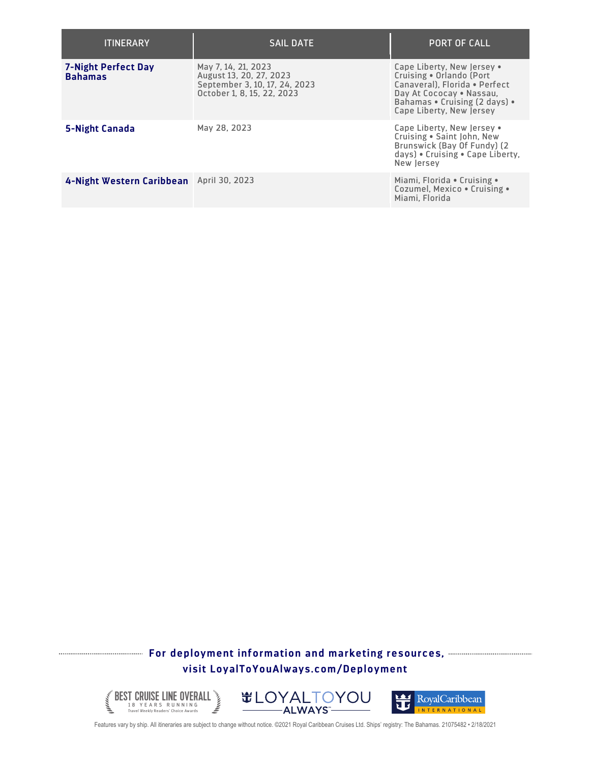| ITINERARY | SAIL DATE | PORT OF CALL |
| --- | --- | --- |
| **7-Night Perfect Day Bahamas** | May 7, 14, 21, 2023<br>August 13, 20, 27, 2023<br>September 3, 10, 17, 24, 2023<br>October 1, 8, 15, 22, 2023 | Cape Liberty, New Jersey • Cruising • Orlando (Port Canaveral), Florida • Perfect Day At Cococay • Nassau, Bahamas • Cruising (2 days) • Cape Liberty, New Jersey |
| **5-Night Canada** | May 28, 2023 | Cape Liberty, New Jersey • Cruising • Saint John, New Brunswick (Bay Of Fundy) (2 days) • Cruising • Cape Liberty, New Jersey |
| **4-Night Western Caribbean** | April 30, 2023 | Miami, Florida • Cruising • Cozumel, Mexico • Cruising • Miami, Florida |

**For deployment information and marketing resources, visit LoyalToYouAlways.com/Deployment**

BEST CRUISE LINE OVERALL
18 YEARS RUNNING
Travel Weekly Readers' Choice Awards

LOYALTOYOU ALWAYS

RoyalCaribbean INTERNATIONAL

Features vary by ship. All itineraries are subject to change without notice. ©2021 Royal Caribbean Cruises Ltd. Ships' registry: The Bahamas. 21075482 • 2/18/2021